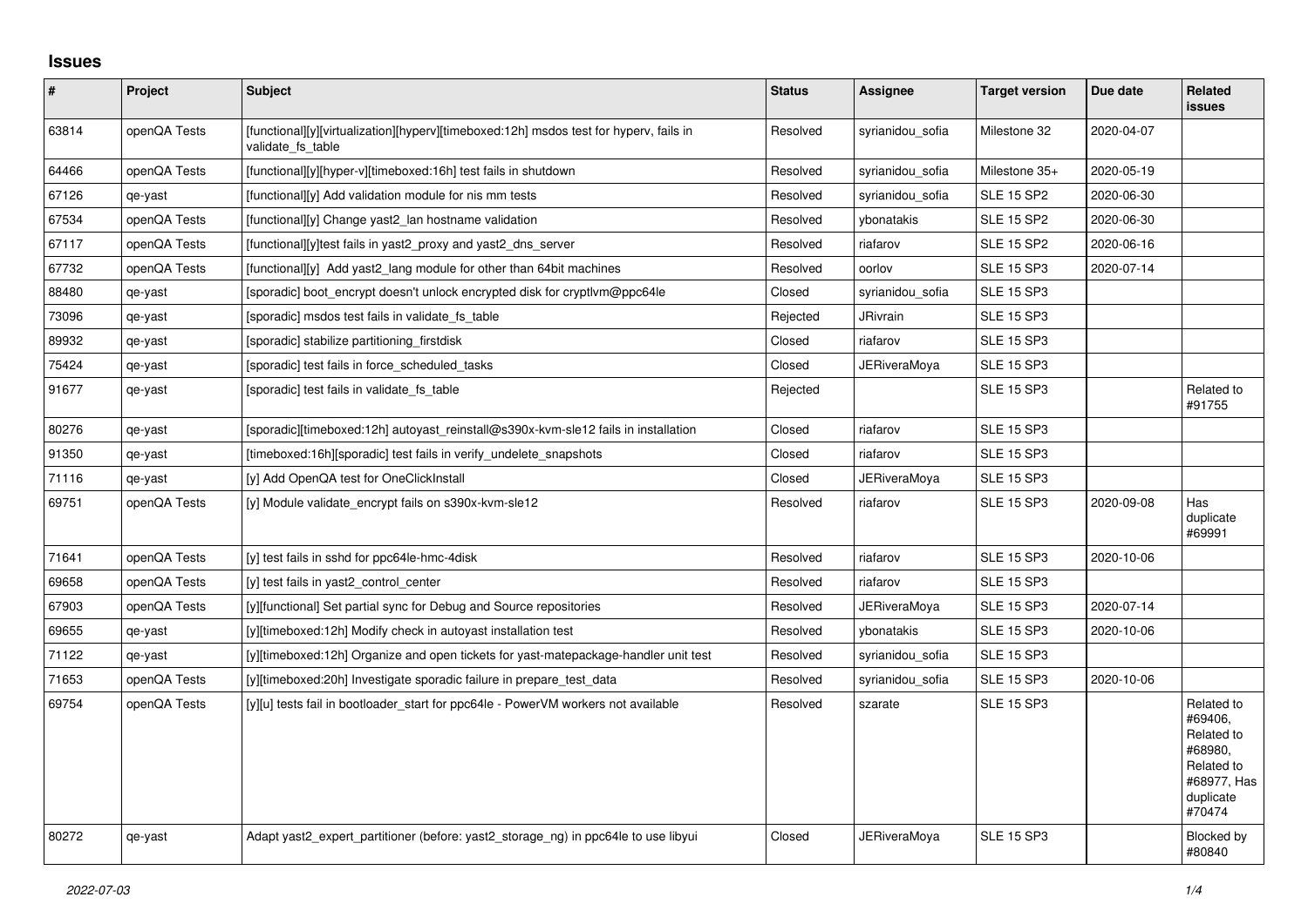## Issues

| # | Project | Subject | Status | Assignee | Target version | Due date | Related issues |
|---|---|---|---|---|---|---|---|
| 63814 | openQA Tests | [functional][y][virtualization][hyperv][timeboxed:12h] msdos test for hyperv, fails in validate_fs_table | Resolved | syrianidou_sofia | Milestone 32 | 2020-04-07 | |
| 64466 | openQA Tests | [functional][y][hyper-v][timeboxed:16h] test fails in shutdown | Resolved | syrianidou_sofia | Milestone 35+ | 2020-05-19 | |
| 67126 | qe-yast | [functional][y] Add validation module for nis mm tests | Resolved | syrianidou_sofia | SLE 15 SP2 | 2020-06-30 | |
| 67534 | openQA Tests | [functional][y] Change yast2_lan hostname validation | Resolved | ybonatakis | SLE 15 SP2 | 2020-06-30 | |
| 67117 | openQA Tests | [functional][y]test fails in yast2_proxy and yast2_dns_server | Resolved | riafarov | SLE 15 SP2 | 2020-06-16 | |
| 67732 | openQA Tests | [functional][y] Add yast2_lang module for other than 64bit machines | Resolved | oorlov | SLE 15 SP3 | 2020-07-14 | |
| 88480 | qe-yast | [sporadic] boot_encrypt doesn't unlock encrypted disk for cryptlvm@ppc64le | Closed | syrianidou_sofia | SLE 15 SP3 | | |
| 73096 | qe-yast | [sporadic] msdos test fails in validate_fs_table | Rejected | JRivrain | SLE 15 SP3 | | |
| 89932 | qe-yast | [sporadic] stabilize partitioning_firstdisk | Closed | riafarov | SLE 15 SP3 | | |
| 75424 | qe-yast | [sporadic] test fails in force_scheduled_tasks | Closed | JERiveraMoya | SLE 15 SP3 | | |
| 91677 | qe-yast | [sporadic] test fails in validate_fs_table | Rejected | | SLE 15 SP3 | | Related to #91755 |
| 80276 | qe-yast | [sporadic][timeboxed:12h] autoyast_reinstall@s390x-kvm-sle12 fails in installation | Closed | riafarov | SLE 15 SP3 | | |
| 91350 | qe-yast | [timeboxed:16h][sporadic] test fails in verify_undelete_snapshots | Closed | riafarov | SLE 15 SP3 | | |
| 71116 | qe-yast | [y] Add OpenQA test for OneClickInstall | Closed | JERiveraMoya | SLE 15 SP3 | | |
| 69751 | openQA Tests | [y] Module validate_encrypt fails on s390x-kvm-sle12 | Resolved | riafarov | SLE 15 SP3 | 2020-09-08 | Has duplicate #69991 |
| 71641 | openQA Tests | [y] test fails in sshd for ppc64le-hmc-4disk | Resolved | riafarov | SLE 15 SP3 | 2020-10-06 | |
| 69658 | openQA Tests | [y] test fails in yast2_control_center | Resolved | riafarov | SLE 15 SP3 | | |
| 67903 | openQA Tests | [y][functional] Set partial sync for Debug and Source repositories | Resolved | JERiveraMoya | SLE 15 SP3 | 2020-07-14 | |
| 69655 | qe-yast | [y][timeboxed:12h] Modify check in autoyast installation test | Resolved | ybonatakis | SLE 15 SP3 | 2020-10-06 | |
| 71122 | qe-yast | [y][timeboxed:12h] Organize and open tickets for yast-matepackage-handler unit test | Resolved | syrianidou_sofia | SLE 15 SP3 | | |
| 71653 | openQA Tests | [y][timeboxed:20h] Investigate sporadic failure in prepare_test_data | Resolved | syrianidou_sofia | SLE 15 SP3 | 2020-10-06 | |
| 69754 | openQA Tests | [y][u] tests fail in bootloader_start for ppc64le - PowerVM workers not available | Resolved | szarate | SLE 15 SP3 | | Related to #69406, Related to #68980, Related to #68977, Has duplicate #70474 |
| 80272 | qe-yast | Adapt yast2_expert_partitioner (before: yast2_storage_ng) in ppc64le to use libyui | Closed | JERiveraMoya | SLE 15 SP3 | | Blocked by #80840 |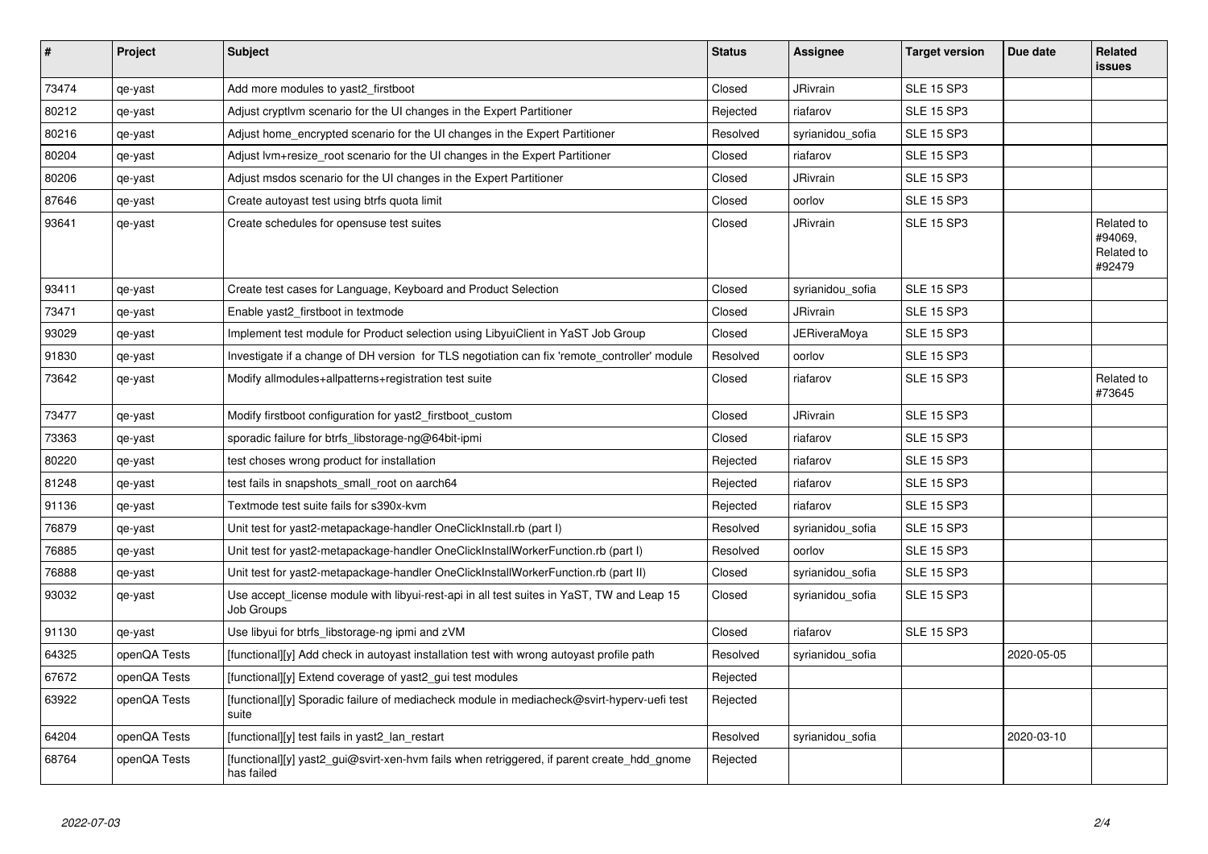| # | Project | Subject | Status | Assignee | Target version | Due date | Related issues |
|---|---|---|---|---|---|---|---|
| 73474 | qe-yast | Add more modules to yast2_firstboot | Closed | JRivrain | SLE 15 SP3 | | |
| 80212 | qe-yast | Adjust cryptlvm scenario for the UI changes in the Expert Partitioner | Rejected | riafarov | SLE 15 SP3 | | |
| 80216 | qe-yast | Adjust home_encrypted scenario for the UI changes in the Expert Partitioner | Resolved | syrianidou_sofia | SLE 15 SP3 | | |
| 80204 | qe-yast | Adjust lvm+resize_root scenario for the UI changes in the Expert Partitioner | Closed | riafarov | SLE 15 SP3 | | |
| 80206 | qe-yast | Adjust msdos scenario for the UI changes in the Expert Partitioner | Closed | JRivrain | SLE 15 SP3 | | |
| 87646 | qe-yast | Create autoyast test using btrfs quota limit | Closed | oorlov | SLE 15 SP3 | | |
| 93641 | qe-yast | Create schedules for opensuse test suites | Closed | JRivrain | SLE 15 SP3 | | Related to #94069, Related to #92479 |
| 93411 | qe-yast | Create test cases for Language, Keyboard and Product Selection | Closed | syrianidou_sofia | SLE 15 SP3 | | |
| 73471 | qe-yast | Enable yast2_firstboot in textmode | Closed | JRivrain | SLE 15 SP3 | | |
| 93029 | qe-yast | Implement test module for Product selection using LibyuiClient in YaST Job Group | Closed | JERiveraMoya | SLE 15 SP3 | | |
| 91830 | qe-yast | Investigate if a change of DH version for TLS negotiation can fix 'remote_controller' module | Resolved | oorlov | SLE 15 SP3 | | |
| 73642 | qe-yast | Modify allmodules+allpatterns+registration test suite | Closed | riafarov | SLE 15 SP3 | | Related to #73645 |
| 73477 | qe-yast | Modify firstboot configuration for yast2_firstboot_custom | Closed | JRivrain | SLE 15 SP3 | | |
| 73363 | qe-yast | sporadic failure for btrfs_libstorage-ng@64bit-ipmi | Closed | riafarov | SLE 15 SP3 | | |
| 80220 | qe-yast | test choses wrong product for installation | Rejected | riafarov | SLE 15 SP3 | | |
| 81248 | qe-yast | test fails in snapshots_small_root on aarch64 | Rejected | riafarov | SLE 15 SP3 | | |
| 91136 | qe-yast | Textmode test suite fails for s390x-kvm | Rejected | riafarov | SLE 15 SP3 | | |
| 76879 | qe-yast | Unit test for yast2-metapackage-handler OneClickInstall.rb (part I) | Resolved | syrianidou_sofia | SLE 15 SP3 | | |
| 76885 | qe-yast | Unit test for yast2-metapackage-handler OneClickInstallWorkerFunction.rb (part I) | Resolved | oorlov | SLE 15 SP3 | | |
| 76888 | qe-yast | Unit test for yast2-metapackage-handler OneClickInstallWorkerFunction.rb (part II) | Closed | syrianidou_sofia | SLE 15 SP3 | | |
| 93032 | qe-yast | Use accept_license module with libyui-rest-api in all test suites in YaST, TW and Leap 15 Job Groups | Closed | syrianidou_sofia | SLE 15 SP3 | | |
| 91130 | qe-yast | Use libyui for btrfs_libstorage-ng ipmi and zVM | Closed | riafarov | SLE 15 SP3 | | |
| 64325 | openQA Tests | [functional][y] Add check in autoyast installation test with wrong autoyast profile path | Resolved | syrianidou_sofia | | 2020-05-05 | |
| 67672 | openQA Tests | [functional][y] Extend coverage of yast2_gui test modules | Rejected | | | | |
| 63922 | openQA Tests | [functional][y] Sporadic failure of mediacheck module in mediacheck@svirt-hyperv-uefi test suite | Rejected | | | | |
| 64204 | openQA Tests | [functional][y] test fails in yast2_lan_restart | Resolved | syrianidou_sofia | | 2020-03-10 | |
| 68764 | openQA Tests | [functional][y] yast2_gui@svirt-xen-hvm fails when retriggered, if parent create_hdd_gnome has failed | Rejected | | | | |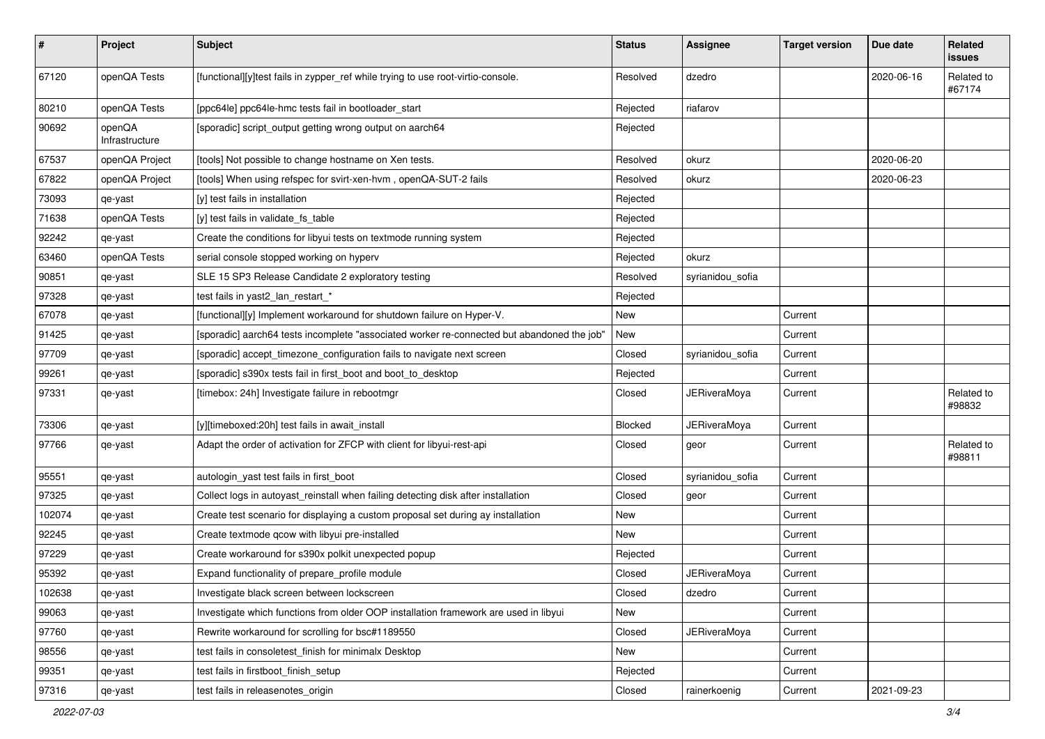| # | Project | Subject | Status | Assignee | Target version | Due date | Related issues |
|---|---|---|---|---|---|---|---|
| 67120 | openQA Tests | [functional][y]test fails in zypper_ref while trying to use root-virtio-console. | Resolved | dzedro | | 2020-06-16 | Related to #67174 |
| 80210 | openQA Tests | [ppc64le] ppc64le-hmc tests fail in bootloader_start | Rejected | riafarov | | | |
| 90692 | openQA Infrastructure | [sporadic] script_output getting wrong output on aarch64 | Rejected | | | | |
| 67537 | openQA Project | [tools] Not possible to change hostname on Xen tests. | Resolved | okurz | | 2020-06-20 | |
| 67822 | openQA Project | [tools] When using refspec for svirt-xen-hvm , openQA-SUT-2 fails | Resolved | okurz | | 2020-06-23 | |
| 73093 | qe-yast | [y] test fails in installation | Rejected | | | | |
| 71638 | openQA Tests | [y] test fails in validate_fs_table | Rejected | | | | |
| 92242 | qe-yast | Create the conditions for libyui tests on textmode running system | Rejected | | | | |
| 63460 | openQA Tests | serial console stopped working on hyperv | Rejected | okurz | | | |
| 90851 | qe-yast | SLE 15 SP3 Release Candidate 2 exploratory testing | Resolved | syrianidou_sofia | | | |
| 97328 | qe-yast | test fails in yast2_lan_restart_* | Rejected | | | | |
| 67078 | qe-yast | [functional][y] Implement workaround for shutdown failure on Hyper-V. | New | | Current | | |
| 91425 | qe-yast | [sporadic] aarch64 tests incomplete "associated worker re-connected but abandoned the job" | New | | Current | | |
| 97709 | qe-yast | [sporadic] accept_timezone_configuration fails to navigate next screen | Closed | syrianidou_sofia | Current | | |
| 99261 | qe-yast | [sporadic] s390x tests fail in first_boot and boot_to_desktop | Rejected | | Current | | |
| 97331 | qe-yast | [timebox: 24h] Investigate failure in rebootmgr | Closed | JERiveraMoya | Current | | Related to #98832 |
| 73306 | qe-yast | [y][timeboxed:20h] test fails in await_install | Blocked | JERiveraMoya | Current | | |
| 97766 | qe-yast | Adapt the order of activation for ZFCP with client for libyui-rest-api | Closed | geor | Current | | Related to #98811 |
| 95551 | qe-yast | autologin_yast test fails in first_boot | Closed | syrianidou_sofia | Current | | |
| 97325 | qe-yast | Collect logs in autoyast_reinstall when failing detecting disk after installation | Closed | geor | Current | | |
| 102074 | qe-yast | Create test scenario for displaying a custom proposal set during ay installation | New | | Current | | |
| 92245 | qe-yast | Create textmode qcow with libyui pre-installed | New | | Current | | |
| 97229 | qe-yast | Create workaround for s390x polkit unexpected popup | Rejected | | Current | | |
| 95392 | qe-yast | Expand functionality of prepare_profile module | Closed | JERiveraMoya | Current | | |
| 102638 | qe-yast | Investigate black screen between lockscreen | Closed | dzedro | Current | | |
| 99063 | qe-yast | Investigate which functions from older OOP installation framework are used in libyui | New | | Current | | |
| 97760 | qe-yast | Rewrite workaround for scrolling for bsc#1189550 | Closed | JERiveraMoya | Current | | |
| 98556 | qe-yast | test fails in consoletest_finish for minimalx Desktop | New | | Current | | |
| 99351 | qe-yast | test fails in firstboot_finish_setup | Rejected | | Current | | |
| 97316 | qe-yast | test fails in releasenotes_origin | Closed | rainerkoenig | Current | 2021-09-23 | |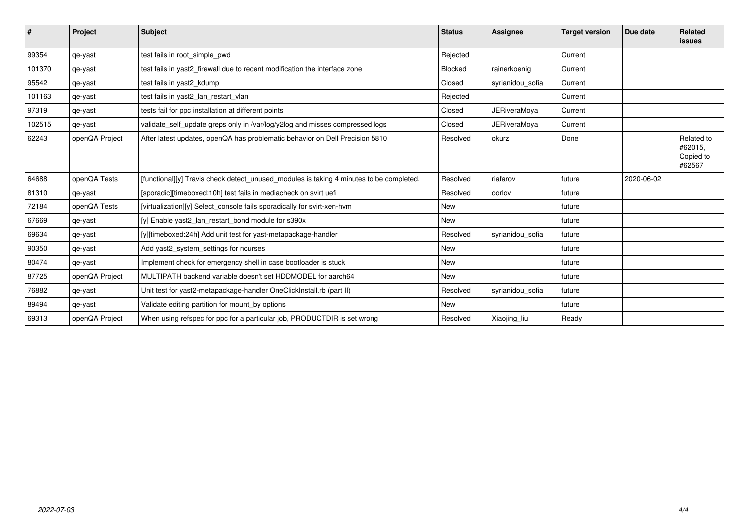| # | Project | Subject | Status | Assignee | Target version | Due date | Related issues |
|---|---|---|---|---|---|---|---|
| 99354 | qe-yast | test fails in root_simple_pwd | Rejected | | Current | | |
| 101370 | qe-yast | test fails in yast2_firewall due to recent modification the interface zone | Blocked | rainerkoenig | Current | | |
| 95542 | qe-yast | test fails in yast2_kdump | Closed | syrianidou_sofia | Current | | |
| 101163 | qe-yast | test fails in yast2_lan_restart_vlan | Rejected | | Current | | |
| 97319 | qe-yast | tests fail for ppc installation at different points | Closed | JERiveraMoya | Current | | |
| 102515 | qe-yast | validate_self_update greps only in /var/log/y2log and misses compressed logs | Closed | JERiveraMoya | Current | | |
| 62243 | openQA Project | After latest updates, openQA has problematic behavior on Dell Precision 5810 | Resolved | okurz | Done | | Related to #62015, Copied to #62567 |
| 64688 | openQA Tests | [functional][y] Travis check detect_unused_modules is taking 4 minutes to be completed. | Resolved | riafarov | future | 2020-06-02 | |
| 81310 | qe-yast | [sporadic][timeboxed:10h] test fails in mediacheck on svirt uefi | Resolved | oorlov | future | | |
| 72184 | openQA Tests | [virtualization][y] Select_console fails sporadically for svirt-xen-hvm | New | | future | | |
| 67669 | qe-yast | [y] Enable yast2_lan_restart_bond module for s390x | New | | future | | |
| 69634 | qe-yast | [y][timeboxed:24h] Add unit test for yast-metapackage-handler | Resolved | syrianidou_sofia | future | | |
| 90350 | qe-yast | Add yast2_system_settings for ncurses | New | | future | | |
| 80474 | qe-yast | Implement check for emergency shell in case bootloader is stuck | New | | future | | |
| 87725 | openQA Project | MULTIPATH backend variable doesn't set HDDMODEL for aarch64 | New | | future | | |
| 76882 | qe-yast | Unit test for yast2-metapackage-handler OneClickInstall.rb (part II) | Resolved | syrianidou_sofia | future | | |
| 89494 | qe-yast | Validate editing partition for mount_by options | New | | future | | |
| 69313 | openQA Project | When using refspec for ppc for a particular job, PRODUCTDIR is set wrong | Resolved | Xiaojing_liu | Ready | | |